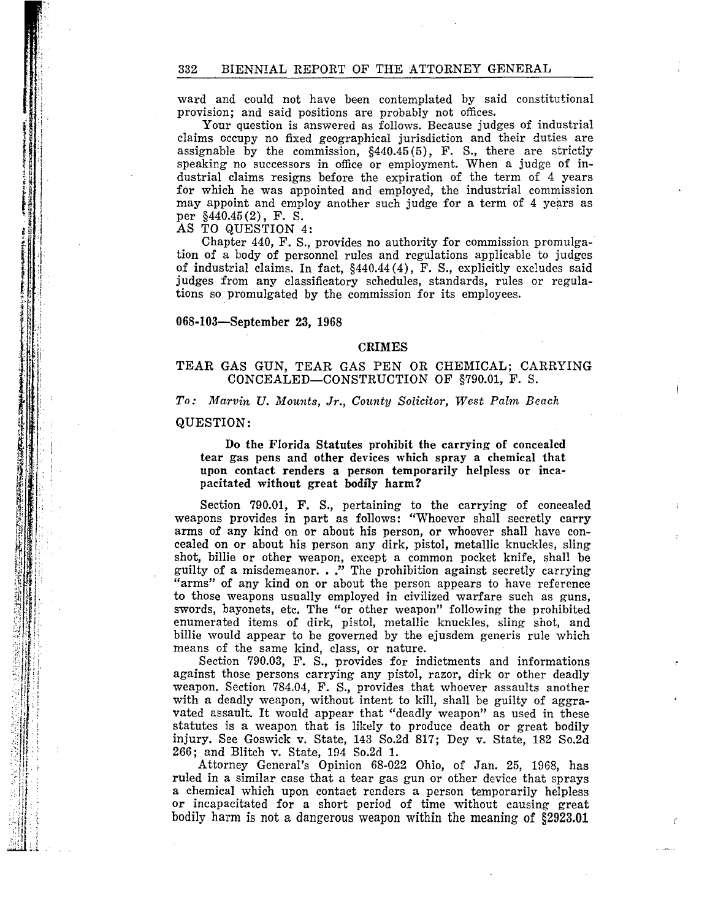ward and could not have been contemplated by said constitutional provision; and said positions are probably not offices.

Your question is answered as follows. Because judges of industrial claims occupy no fixed geographical jurisdiction and their duties are assignable by the commission, §440.45(5), F. S., there are strictly speaking no successors in office or employment. When a judge of industrial claims resigns before the expiration of the term of 4 years for which he was appointed and employed, the industrial commission may appoint and employ another such judge for a term of 4 years as per §440.45(2), F. S.

AS TO QUESTION 4:

Chapter 440, F. S., provides no authority for commission promulgation of a body of personnel rules and regulations applicable to judges of industrial claims. In fact, §440.44(4), F. S., explicitly excludes said judges from any classificatory schedules, standards, rules or regulations so promulgated by the commission for its employees.

**068-103—September 23, 1968**

## CRIMES

### TEAR GAS GUN, TEAR GAS PEN OR CHEMICAL; CARRYING CONCEALED—CONSTRUCTION OF §790.01, F. S.

*To: Marvin U. Mounts, Jr., County Solicitor, West Palm Beach*

QUESTION:

> **Do the Florida Statutes prohibit the carrying of concealed tear gas pens and other devices which spray a chemical that upon contact renders a person temporarily helpless or incapacitated without great bodily harm?**

Section 790.01, F. S., pertaining to the carrying of concealed weapons provides in part as follows: "Whoever shall secretly carry arms of any kind on or about his person, or whoever shall have concealed on or about his person any dirk, pistol, metallic knuckles, sling shot, billie or other weapon, except a common pocket knife, shall be guilty of a misdemeanor. . ." The prohibition against secretly carrying "arms" of any kind on or about the person appears to have reference to those weapons usually employed in civilized warfare such as guns, swords, bayonets, etc. The "or other weapon" following the prohibited enumerated items of dirk, pistol, metallic knuckles, sling shot, and billie would appear to be governed by the ejusdem generis rule which means of the same kind, class, or nature.

Section 790.03, F. S., provides for indictments and informations against those persons carrying any pistol, razor, dirk or other deadly weapon. Section 784.04, F. S., provides that whoever assaults another with a deadly weapon, without intent to kill, shall be guilty of aggravated assault. It would appear that "deadly weapon" as used in these statutes is a weapon that is likely to produce death or great bodily injury. See Goswick v. State, 143 So.2d 817; Dey v. State, 182 So.2d 266; and Blitch v. State, 194 So.2d 1.

Attorney General's Opinion 68-022 Ohio, of Jan. 25, 1968, has ruled in a similar case that a tear gas gun or other device that sprays a chemical which upon contact renders a person temporarily helpless or incapacitated for a short period of time without causing great bodily harm is not a dangerous weapon within the meaning of §2923.01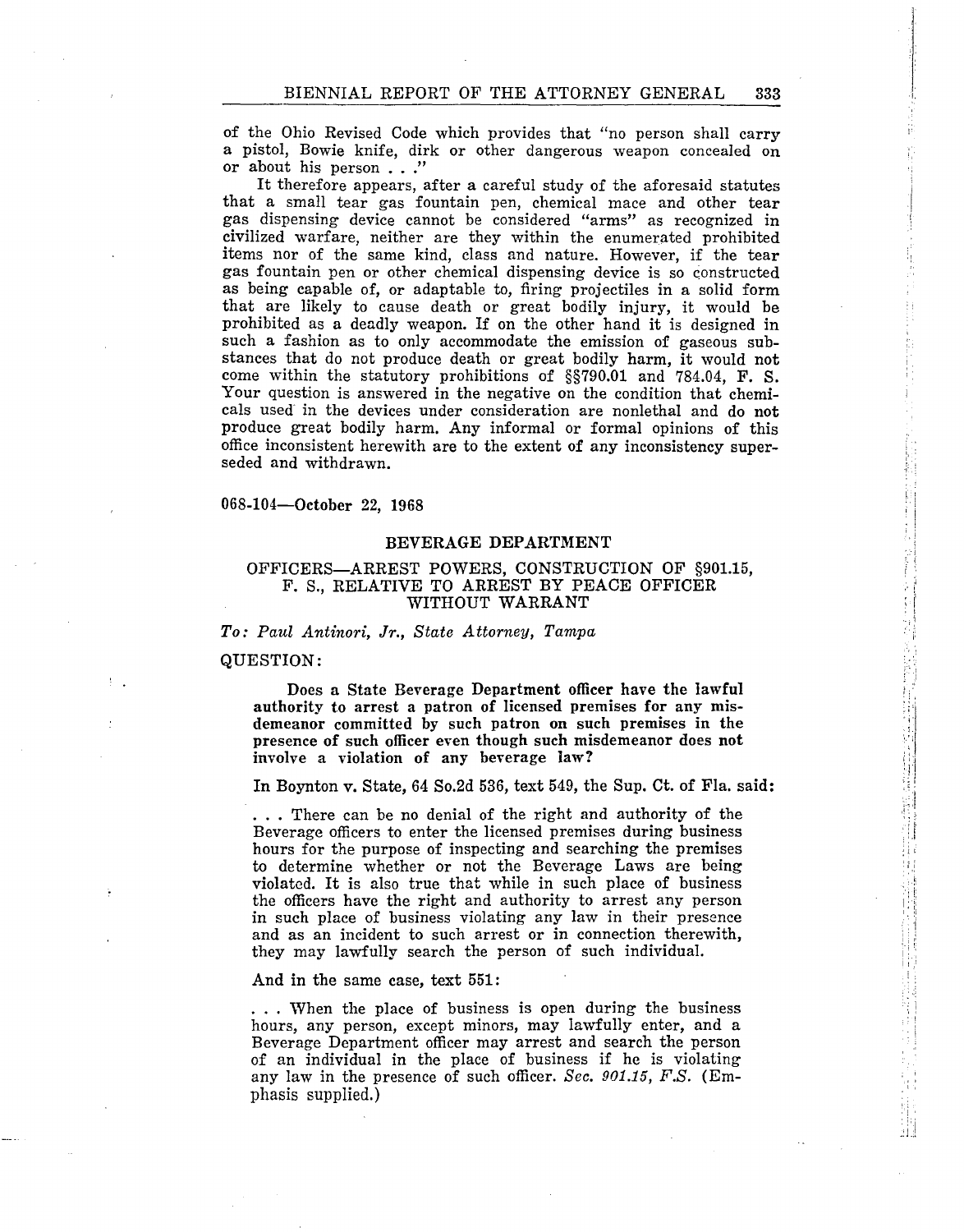of the Ohio Revised Code which provides that "no person shall carry a pistol, Bowie knife, dirk or other dangerous weapon concealed on or about his person . . ."

It therefore appears, after a careful study of the aforesaid statutes that a small tear gas fountain pen, chemical mace and other tear gas dispensing device cannot be considered "arms" as recognized in civilized warfare, neither are they within the enumerated prohibited items nor of the same kind, class and nature. However, if the tear gas fountain pen or other chemical dispensing device is so constructed as being capable of, or adaptable to, firing projectiles in a solid form that are likely to cause death or great bodily injury, it would be prohibited as a deadly weapon. If on the other hand it is designed in such a fashion as to only accommodate the emission of gaseous substances that do not produce death or great bodily harm, it would not come within the statutory prohibitions of §§790.01 and 784.04, F. S. Your question is answered in the negative on the condition that chemicals used in the devices under consideration are nonlethal and do not produce great bodily harm. Any informal or formal opinions of this office inconsistent herewith are to the extent of any inconsistency superseded and withdrawn.

**068-104—October 22, 1968**

## BEVERAGE DEPARTMENT

### OFFICERS—ARREST POWERS, CONSTRUCTION OF §901.15, F. S., RELATIVE TO ARREST BY PEACE OFFICER WITHOUT WARRANT

*To: Paul Antinori, Jr., State Attorney, Tampa*

QUESTION:

> **Does a State Beverage Department officer have the lawful authority to arrest a patron of licensed premises for any misdemeanor committed by such patron on such premises in the presence of such officer even though such misdemeanor does not involve a violation of any beverage law?**

In Boynton v. State, 64 So.2d 536, text 549, the Sup. Ct. of Fla. said:

> . . . There can be no denial of the right and authority of the Beverage officers to enter the licensed premises during business hours for the purpose of inspecting and searching the premises to determine whether or not the Beverage Laws are being violated. It is also true that while in such place of business the officers have the right and authority to arrest any person in such place of business violating any law in their presence and as an incident to such arrest or in connection therewith, they may lawfully search the person of such individual.

And in the same case, text 551:

> . . . When the place of business is open during the business hours, any person, except minors, may lawfully enter, and a Beverage Department officer may arrest and search the person of an individual in the place of business if he is violating any law in the presence of such officer. *Sec. 901.15, F.S.* (Emphasis supplied.)